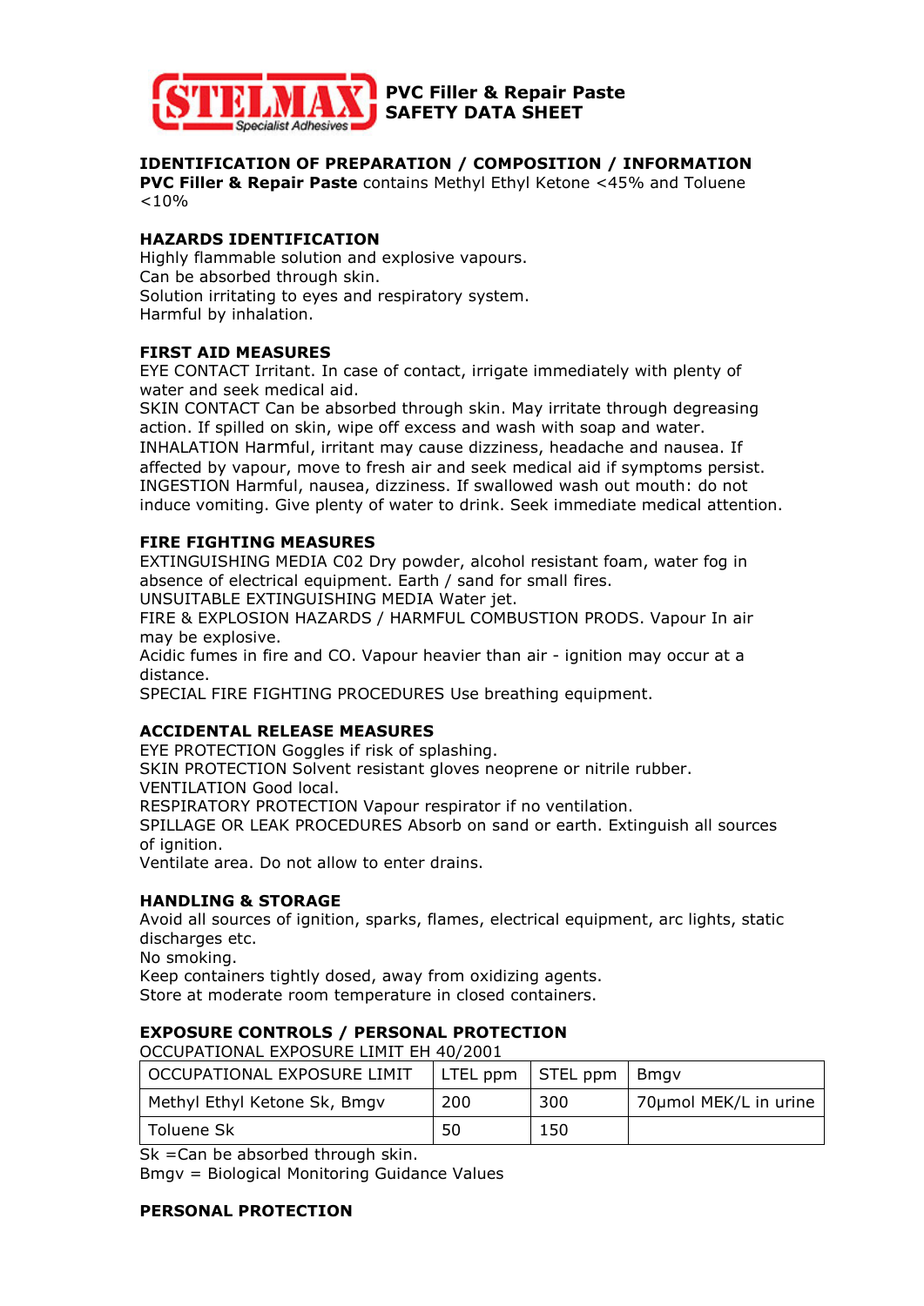**STELMAX** Specialist Adhesives

# PVC Filler & Repair Paste SAFETY DATA SHEET

## IDENTIFICATION OF PREPARATION / COMPOSITION / INFORMATION

**PVC Filler & Repair Paste** contains Methyl Ethyl Ketone <45% and Toluene <10%

## HAZARDS IDENTIFICATION

Highly flammable solution and explosive vapours.
Can be absorbed through skin.
Solution irritating to eyes and respiratory system.
Harmful by inhalation.

## FIRST AID MEASURES

EYE CONTACT Irritant. In case of contact, irrigate immediately with plenty of water and seek medical aid.
SKIN CONTACT Can be absorbed through skin. May irritate through degreasing action. If spilled on skin, wipe off excess and wash with soap and water.
INHALATION Harmful, irritant may cause dizziness, headache and nausea. If affected by vapour, move to fresh air and seek medical aid if symptoms persist.
INGESTION Harmful, nausea, dizziness. If swallowed wash out mouth: do not induce vomiting. Give plenty of water to drink. Seek immediate medical attention.

## FIRE FIGHTING MEASURES

EXTINGUISHING MEDIA C02 Dry powder, alcohol resistant foam, water fog in absence of electrical equipment. Earth / sand for small fires.
UNSUITABLE EXTINGUISHING MEDIA Water jet.
FIRE & EXPLOSION HAZARDS / HARMFUL COMBUSTION PRODS. Vapour In air may be explosive.
Acidic fumes in fire and CO. Vapour heavier than air - ignition may occur at a distance.
SPECIAL FIRE FIGHTING PROCEDURES Use breathing equipment.

## ACCIDENTAL RELEASE MEASURES

EYE PROTECTION Goggles if risk of splashing.
SKIN PROTECTION Solvent resistant gloves neoprene or nitrile rubber.
VENTILATION Good local.
RESPIRATORY PROTECTION Vapour respirator if no ventilation.
SPILLAGE OR LEAK PROCEDURES Absorb on sand or earth. Extinguish all sources of ignition.
Ventilate area. Do not allow to enter drains.

## HANDLING & STORAGE

Avoid all sources of ignition, sparks, flames, electrical equipment, arc lights, static discharges etc.
No smoking.
Keep containers tightly dosed, away from oxidizing agents.
Store at moderate room temperature in closed containers.

## EXPOSURE CONTROLS / PERSONAL PROTECTION

OCCUPATIONAL EXPOSURE LIMIT EH 40/2001

| OCCUPATIONAL EXPOSURE LIMIT | LTEL ppm | STEL ppm | Bmgv |
|---|---|---|---|
| Methyl Ethyl Ketone Sk, Bmgv | 200 | 300 | 70µmol MEK/L in urine |
| Toluene Sk | 50 | 150 | |

Sk =Can be absorbed through skin.
Bmgv = Biological Monitoring Guidance Values

## PERSONAL PROTECTION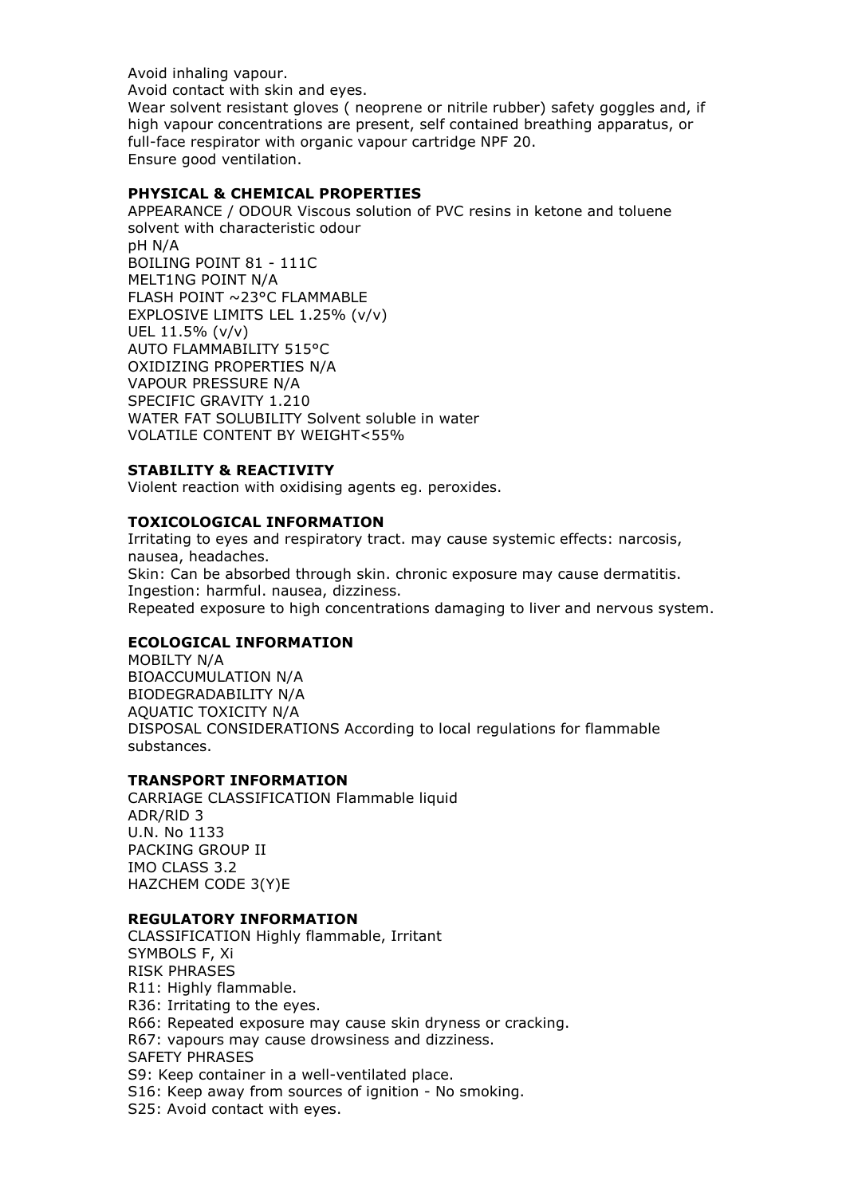Avoid inhaling vapour.
Avoid contact with skin and eyes.
Wear solvent resistant gloves ( neoprene or nitrile rubber) safety goggles and, if high vapour concentrations are present, self contained breathing apparatus, or full-face respirator with organic vapour cartridge NPF 20.
Ensure good ventilation.

**PHYSICAL & CHEMICAL PROPERTIES**

APPEARANCE / ODOUR Viscous solution of PVC resins in ketone and toluene solvent with characteristic odour
pH N/A
BOILING POINT 81 - 111C
MELT1NG POINT N/A
FLASH POINT ~23°C FLAMMABLE
EXPLOSIVE LIMITS LEL 1.25% (v/v)
UEL 11.5% (v/v)
AUTO FLAMMABILITY 515°C
OXIDIZING PROPERTIES N/A
VAPOUR PRESSURE N/A
SPECIFIC GRAVITY 1.210
WATER FAT SOLUBILITY Solvent soluble in water
VOLATILE CONTENT BY WEIGHT<55%

**STABILITY & REACTIVITY**

Violent reaction with oxidising agents eg. peroxides.

**TOXICOLOGICAL INFORMATION**

Irritating to eyes and respiratory tract. may cause systemic effects: narcosis, nausea, headaches.
Skin: Can be absorbed through skin. chronic exposure may cause dermatitis.
Ingestion: harmful. nausea, dizziness.
Repeated exposure to high concentrations damaging to liver and nervous system.

**ECOLOGICAL INFORMATION**

MOBILTY N/A
BIOACCUMULATION N/A
BIODEGRADABILITY N/A
AQUATIC TOXICITY N/A
DISPOSAL CONSIDERATIONS According to local regulations for flammable substances.

**TRANSPORT INFORMATION**

CARRIAGE CLASSIFICATION Flammable liquid
ADR/RID 3
U.N. No 1133
PACKING GROUP II
IMO CLASS 3.2
HAZCHEM CODE 3(Y)E

**REGULATORY INFORMATION**

CLASSIFICATION Highly flammable, Irritant
SYMBOLS F, Xi
RISK PHRASES
R11: Highly flammable.
R36: Irritating to the eyes.
R66: Repeated exposure may cause skin dryness or cracking.
R67: vapours may cause drowsiness and dizziness.
SAFETY PHRASES
S9: Keep container in a well-ventilated place.
S16: Keep away from sources of ignition - No smoking.
S25: Avoid contact with eyes.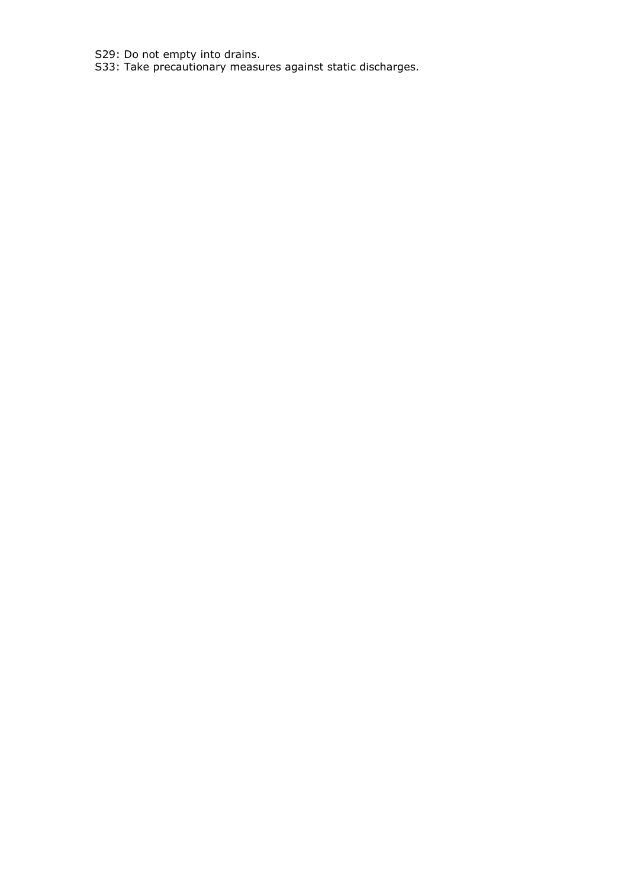S29: Do not empty into drains.
S33: Take precautionary measures against static discharges.